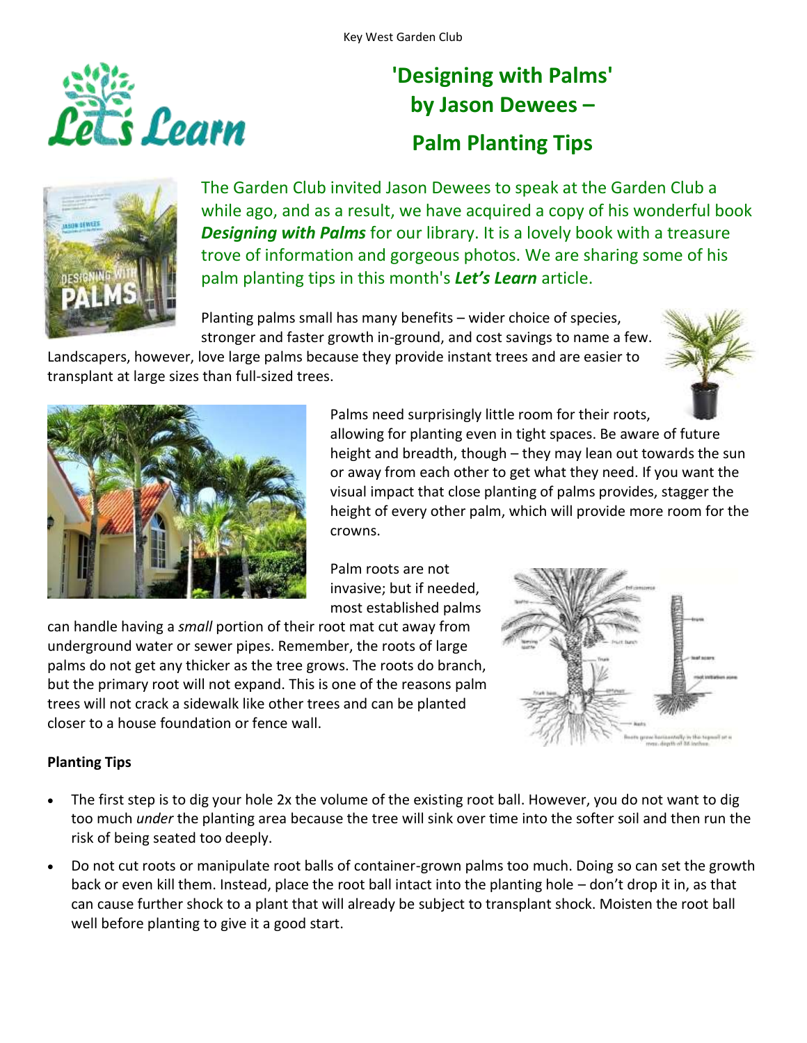Key West Garden Club

# 'Designing with Palms' by Jason Dewees – Palm Planting Tips

The Garden Club invited Jason Dewees to speak at the Garden Club a while ago, and as a result, we have acquired a copy of his wonderful book ***Designing with Palms*** for our library. It is a lovely book with a treasure trove of information and gorgeous photos. We are sharing some of his palm planting tips in this month's ***Let's Learn*** article.

Planting palms small has many benefits – wider choice of species, stronger and faster growth in-ground, and cost savings to name a few. Landscapers, however, love large palms because they provide instant trees and are easier to transplant at large sizes than full-sized trees.

Palms need surprisingly little room for their roots, allowing for planting even in tight spaces. Be aware of future height and breadth, though – they may lean out towards the sun or away from each other to get what they need. If you want the visual impact that close planting of palms provides, stagger the height of every other palm, which will provide more room for the crowns.

Palm roots are not invasive; but if needed, most established palms can handle having a *small* portion of their root mat cut away from underground water or sewer pipes. Remember, the roots of large palms do not get any thicker as the tree grows. The roots do branch, but the primary root will not expand. This is one of the reasons palm trees will not crack a sidewalk like other trees and can be planted closer to a house foundation or fence wall.

**Planting Tips**

- The first step is to dig your hole 2x the volume of the existing root ball. However, you do not want to dig too much *under* the planting area because the tree will sink over time into the softer soil and then run the risk of being seated too deeply.
- Do not cut roots or manipulate root balls of container-grown palms too much. Doing so can set the growth back or even kill them. Instead, place the root ball intact into the planting hole – don't drop it in, as that can cause further shock to a plant that will already be subject to transplant shock. Moisten the root ball well before planting to give it a good start.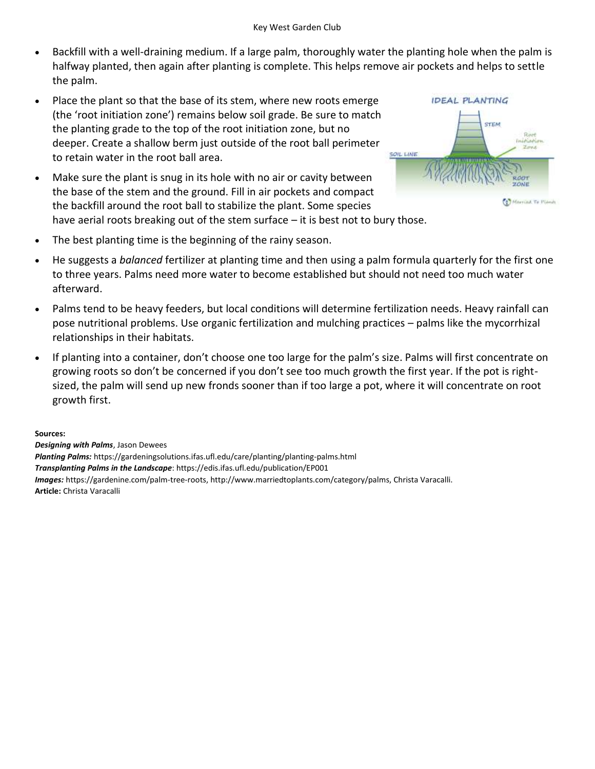- Backfill with a well-draining medium. If a large palm, thoroughly water the planting hole when the palm is halfway planted, then again after planting is complete. This helps remove air pockets and helps to settle the palm.
- Place the plant so that the base of its stem, where new roots emerge (the 'root initiation zone') remains below soil grade. Be sure to match the planting grade to the top of the root initiation zone, but no deeper. Create a shallow berm just outside of the root ball perimeter to retain water in the root ball area.
- Make sure the plant is snug in its hole with no air or cavity between the base of the stem and the ground. Fill in air pockets and compact the backfill around the root ball to stabilize the plant. Some species have aerial roots breaking out of the stem surface – it is best not to bury those.
- The best planting time is the beginning of the rainy season.
- He suggests a *balanced* fertilizer at planting time and then using a palm formula quarterly for the first one to three years. Palms need more water to become established but should not need too much water afterward.
- Palms tend to be heavy feeders, but local conditions will determine fertilization needs. Heavy rainfall can pose nutritional problems. Use organic fertilization and mulching practices – palms like the mycorrhizal relationships in their habitats.
- If planting into a container, don't choose one too large for the palm's size. Palms will first concentrate on growing roots so don't be concerned if you don't see too much growth the first year. If the pot is right-sized, the palm will send up new fronds sooner than if too large a pot, where it will concentrate on root growth first.

IDEAL PLANTING

STEM

Root Initiation Zone

SOIL LINE

ROOT ZONE

Married To Plants

**Sources:**
***Designing with Palms***, Jason Dewees
***Planting Palms:*** https://gardeningsolutions.ifas.ufl.edu/care/planting/planting-palms.html
***Transplanting Palms in the Landscape***: https://edis.ifas.ufl.edu/publication/EP001
***Images:*** https://gardenine.com/palm-tree-roots, http://www.marriedtoplants.com/category/palms, Christa Varacalli.
**Article:** Christa Varacalli